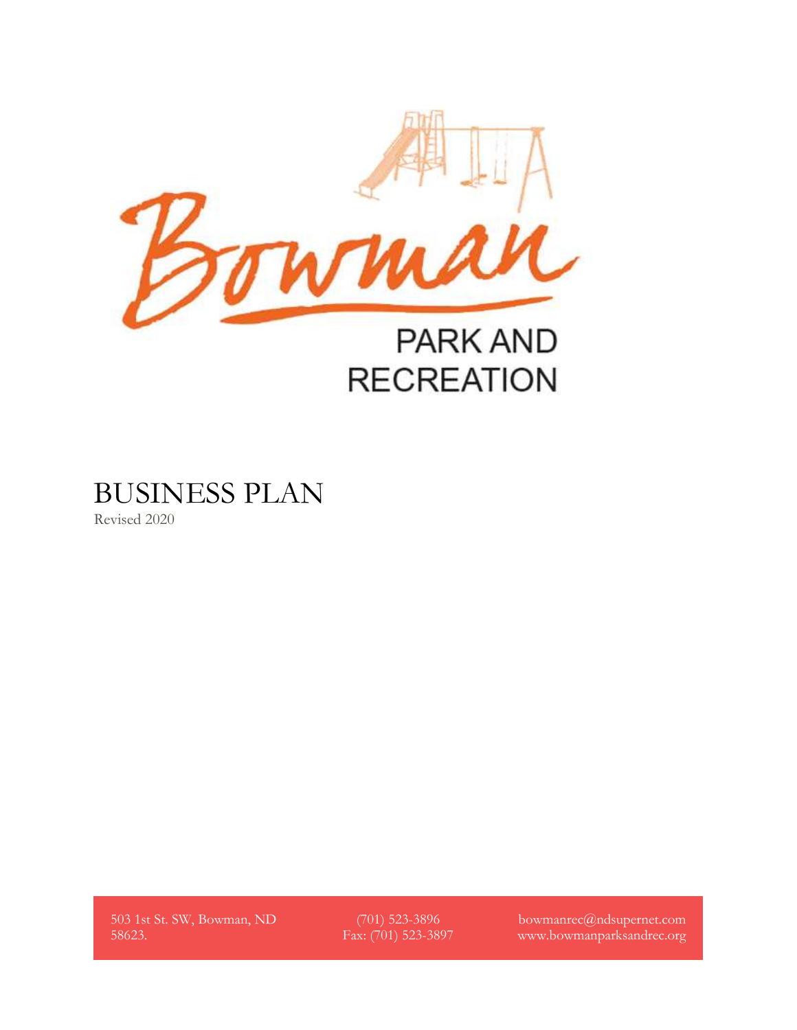# Bowman

## PARK AND RECREATION

# BUSINESS PLAN

Revised 2020

503 1st St. SW, Bowman, ND 58623.

(701) 523-3896
Fax: (701) 523-3897

bowmanrec@ndsupernet.com
www.bowmanparksandrec.org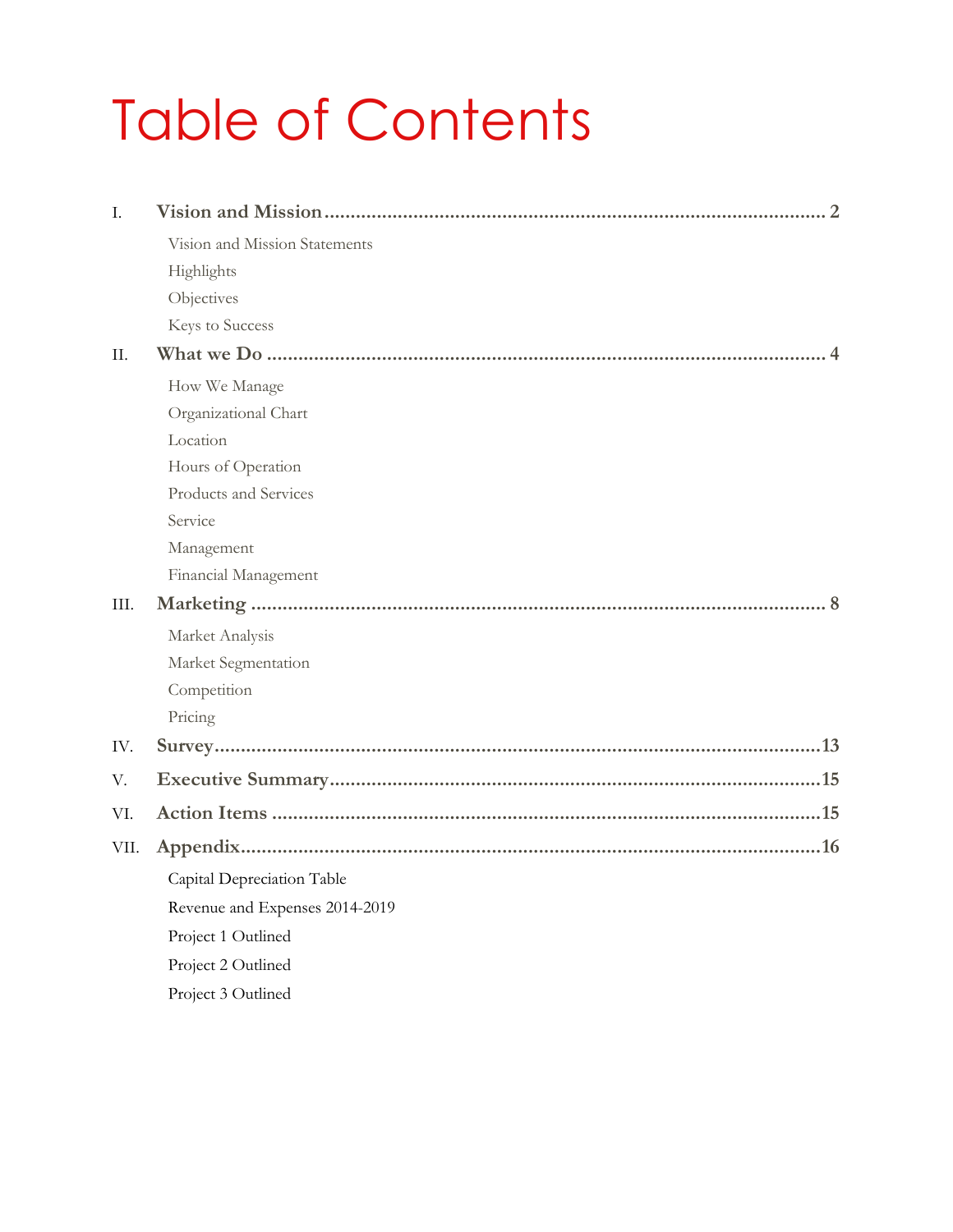# Table of Contents

I. **Vision and Mission** ........ 2

- Vision and Mission Statements
- Highlights
- Objectives
- Keys to Success

II. **What we Do** ........ 4

- How We Manage
- Organizational Chart
- Location
- Hours of Operation
- Products and Services
- Service
- Management
- Financial Management

III. **Marketing** ........ 8

- Market Analysis
- Market Segmentation
- Competition
- Pricing

IV. **Survey** ........ 13

V. **Executive Summary** ........ 15

VI. **Action Items** ........ 15

VII. **Appendix** ........ 16

- Capital Depreciation Table
- Revenue and Expenses 2014-2019
- Project 1 Outlined
- Project 2 Outlined
- Project 3 Outlined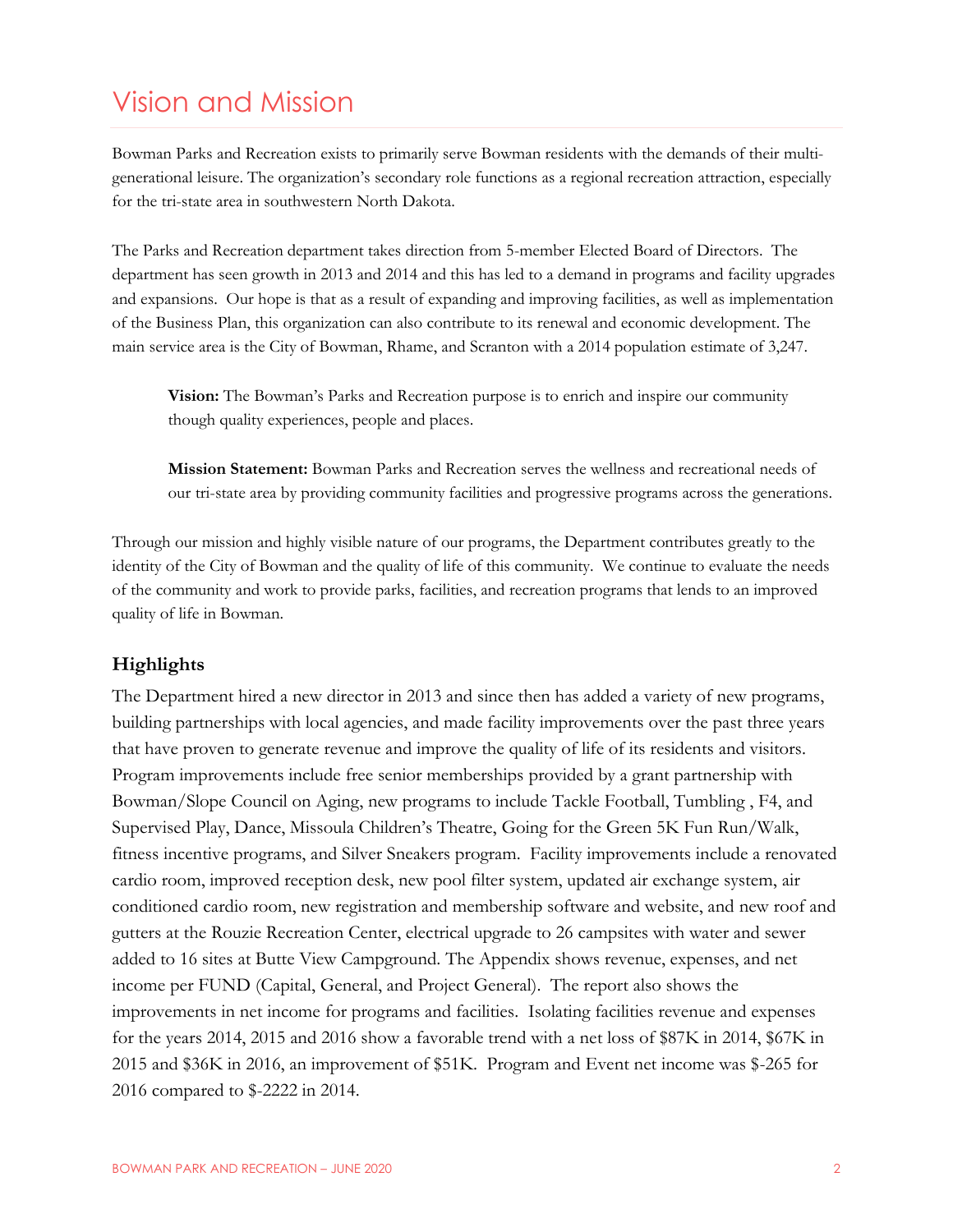# Vision and Mission

Bowman Parks and Recreation exists to primarily serve Bowman residents with the demands of their multi-generational leisure. The organization's secondary role functions as a regional recreation attraction, especially for the tri-state area in southwestern North Dakota.

The Parks and Recreation department takes direction from 5-member Elected Board of Directors. The department has seen growth in 2013 and 2014 and this has led to a demand in programs and facility upgrades and expansions. Our hope is that as a result of expanding and improving facilities, as well as implementation of the Business Plan, this organization can also contribute to its renewal and economic development. The main service area is the City of Bowman, Rhame, and Scranton with a 2014 population estimate of 3,247.

> **Vision:** The Bowman's Parks and Recreation purpose is to enrich and inspire our community though quality experiences, people and places.
>
> **Mission Statement:** Bowman Parks and Recreation serves the wellness and recreational needs of our tri-state area by providing community facilities and progressive programs across the generations.

Through our mission and highly visible nature of our programs, the Department contributes greatly to the identity of the City of Bowman and the quality of life of this community. We continue to evaluate the needs of the community and work to provide parks, facilities, and recreation programs that lends to an improved quality of life in Bowman.

## Highlights

The Department hired a new director in 2013 and since then has added a variety of new programs, building partnerships with local agencies, and made facility improvements over the past three years that have proven to generate revenue and improve the quality of life of its residents and visitors. Program improvements include free senior memberships provided by a grant partnership with Bowman/Slope Council on Aging, new programs to include Tackle Football, Tumbling , F4, and Supervised Play, Dance, Missoula Children's Theatre, Going for the Green 5K Fun Run/Walk, fitness incentive programs, and Silver Sneakers program. Facility improvements include a renovated cardio room, improved reception desk, new pool filter system, updated air exchange system, air conditioned cardio room, new registration and membership software and website, and new roof and gutters at the Rouzie Recreation Center, electrical upgrade to 26 campsites with water and sewer added to 16 sites at Butte View Campground. The Appendix shows revenue, expenses, and net income per FUND (Capital, General, and Project General). The report also shows the improvements in net income for programs and facilities. Isolating facilities revenue and expenses for the years 2014, 2015 and 2016 show a favorable trend with a net loss of $87K in 2014, $67K in 2015 and $36K in 2016, an improvement of $51K. Program and Event net income was $-265 for 2016 compared to $-2222 in 2014.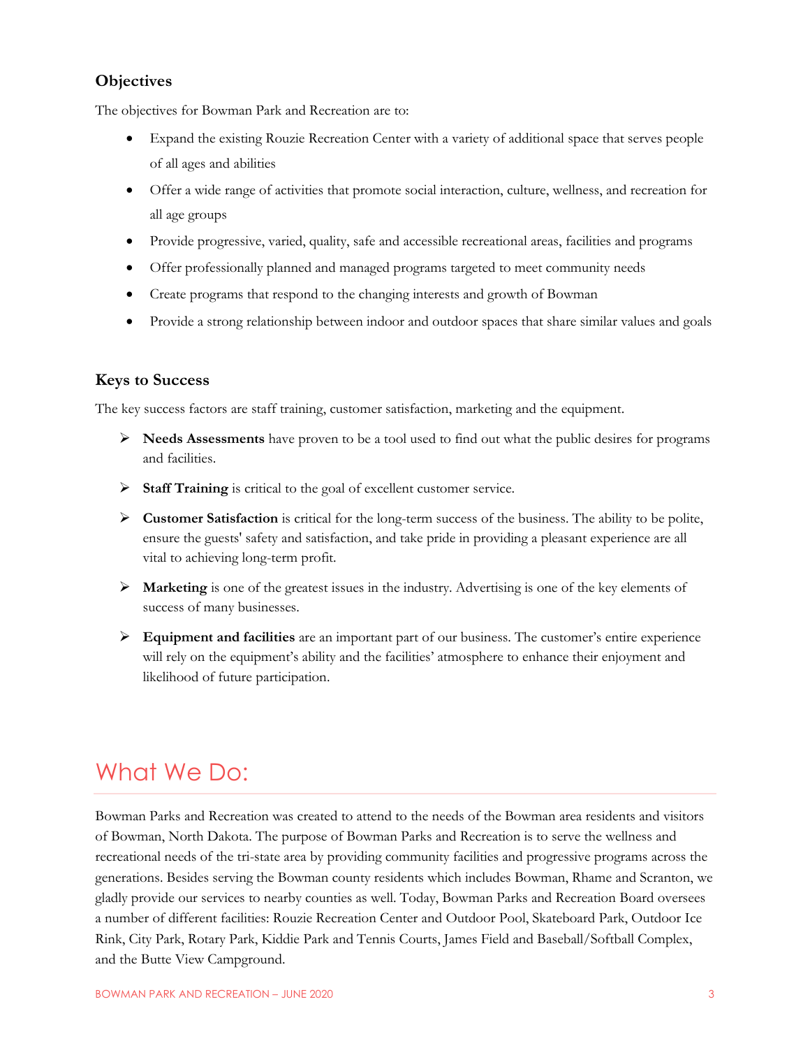### Objectives

The objectives for Bowman Park and Recreation are to:

- Expand the existing Rouzie Recreation Center with a variety of additional space that serves people of all ages and abilities
- Offer a wide range of activities that promote social interaction, culture, wellness, and recreation for all age groups
- Provide progressive, varied, quality, safe and accessible recreational areas, facilities and programs
- Offer professionally planned and managed programs targeted to meet community needs
- Create programs that respond to the changing interests and growth of Bowman
- Provide a strong relationship between indoor and outdoor spaces that share similar values and goals

### Keys to Success

The key success factors are staff training, customer satisfaction, marketing and the equipment.

- **Needs Assessments** have proven to be a tool used to find out what the public desires for programs and facilities.
- **Staff Training** is critical to the goal of excellent customer service.
- **Customer Satisfaction** is critical for the long-term success of the business. The ability to be polite, ensure the guests' safety and satisfaction, and take pride in providing a pleasant experience are all vital to achieving long-term profit.
- **Marketing** is one of the greatest issues in the industry. Advertising is one of the key elements of success of many businesses.
- **Equipment and facilities** are an important part of our business. The customer's entire experience will rely on the equipment's ability and the facilities' atmosphere to enhance their enjoyment and likelihood of future participation.

## What We Do:

Bowman Parks and Recreation was created to attend to the needs of the Bowman area residents and visitors of Bowman, North Dakota. The purpose of Bowman Parks and Recreation is to serve the wellness and recreational needs of the tri-state area by providing community facilities and progressive programs across the generations. Besides serving the Bowman county residents which includes Bowman, Rhame and Scranton, we gladly provide our services to nearby counties as well. Today, Bowman Parks and Recreation Board oversees a number of different facilities: Rouzie Recreation Center and Outdoor Pool, Skateboard Park, Outdoor Ice Rink, City Park, Rotary Park, Kiddie Park and Tennis Courts, James Field and Baseball/Softball Complex, and the Butte View Campground.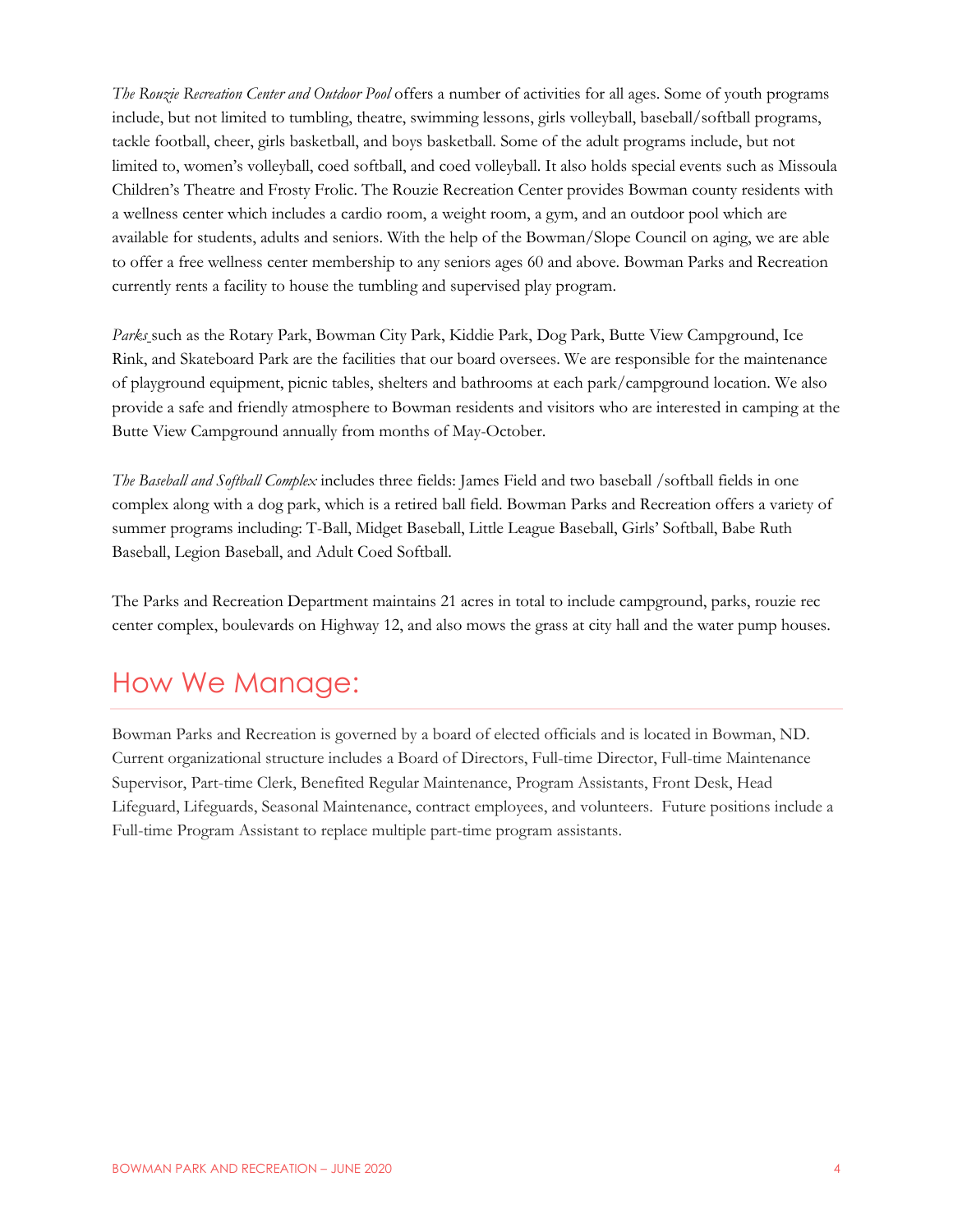*The Rouzie Recreation Center and Outdoor Pool* offers a number of activities for all ages. Some of youth programs include, but not limited to tumbling, theatre, swimming lessons, girls volleyball, baseball/softball programs, tackle football, cheer, girls basketball, and boys basketball. Some of the adult programs include, but not limited to, women's volleyball, coed softball, and coed volleyball. It also holds special events such as Missoula Children's Theatre and Frosty Frolic. The Rouzie Recreation Center provides Bowman county residents with a wellness center which includes a cardio room, a weight room, a gym, and an outdoor pool which are available for students, adults and seniors. With the help of the Bowman/Slope Council on aging, we are able to offer a free wellness center membership to any seniors ages 60 and above. Bowman Parks and Recreation currently rents a facility to house the tumbling and supervised play program.

*Parks* such as the Rotary Park, Bowman City Park, Kiddie Park, Dog Park, Butte View Campground, Ice Rink, and Skateboard Park are the facilities that our board oversees. We are responsible for the maintenance of playground equipment, picnic tables, shelters and bathrooms at each park/campground location. We also provide a safe and friendly atmosphere to Bowman residents and visitors who are interested in camping at the Butte View Campground annually from months of May-October.

*The Baseball and Softball Complex* includes three fields: James Field and two baseball /softball fields in one complex along with a dog park, which is a retired ball field. Bowman Parks and Recreation offers a variety of summer programs including: T-Ball, Midget Baseball, Little League Baseball, Girls' Softball, Babe Ruth Baseball, Legion Baseball, and Adult Coed Softball.

The Parks and Recreation Department maintains 21 acres in total to include campground, parks, rouzie rec center complex, boulevards on Highway 12, and also mows the grass at city hall and the water pump houses.

## How We Manage:

Bowman Parks and Recreation is governed by a board of elected officials and is located in Bowman, ND. Current organizational structure includes a Board of Directors, Full-time Director, Full-time Maintenance Supervisor, Part-time Clerk, Benefited Regular Maintenance, Program Assistants, Front Desk, Head Lifeguard, Lifeguards, Seasonal Maintenance, contract employees, and volunteers. Future positions include a Full-time Program Assistant to replace multiple part-time program assistants.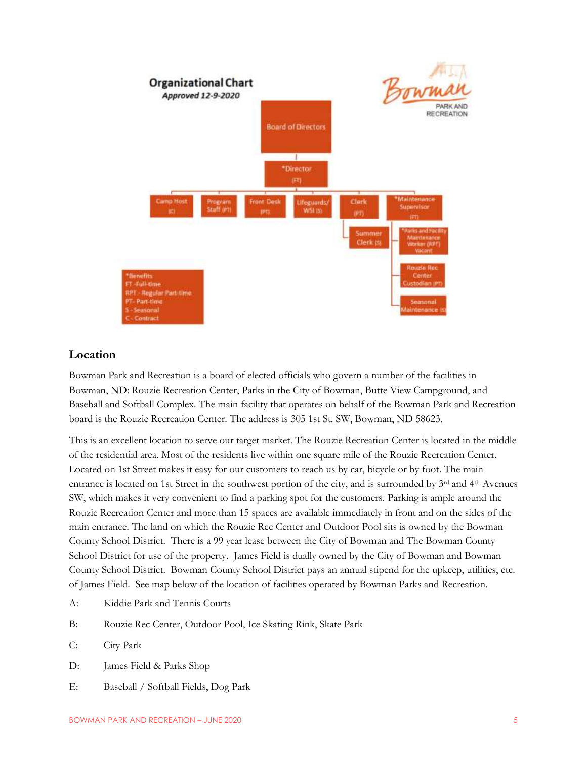## Organizational Chart

*Approved 12-9-2020*

Bowman PARK AND RECREATION

- Board of Directors
  - *Director (FT)
    - Camp Host (C)
    - Program Staff (PT)
    - Front Desk (PT)
    - Lifeguards/ WSI (S)
    - Clerk (PT)
      - Summer Clerk (S)
    - *Maintenance Supervisor (FT)
      - *Parks and Facility Maintenance Worker (RPT) Vacant
      - Rouzie Rec Center Custodian (PT)
      - Seasonal Maintenance (S)

*Benefits
FT -Full-time
RPT - Regular Part-time
PT- Part-time
S - Seasonal
C - Contract

## Location

Bowman Park and Recreation is a board of elected officials who govern a number of the facilities in Bowman, ND: Rouzie Recreation Center, Parks in the City of Bowman, Butte View Campground, and Baseball and Softball Complex. The main facility that operates on behalf of the Bowman Park and Recreation board is the Rouzie Recreation Center. The address is 305 1st St. SW, Bowman, ND 58623.

This is an excellent location to serve our target market. The Rouzie Recreation Center is located in the middle of the residential area. Most of the residents live within one square mile of the Rouzie Recreation Center. Located on 1st Street makes it easy for our customers to reach us by car, bicycle or by foot. The main entrance is located on 1st Street in the southwest portion of the city, and is surrounded by 3rd and 4th Avenues SW, which makes it very convenient to find a parking spot for the customers. Parking is ample around the Rouzie Recreation Center and more than 15 spaces are available immediately in front and on the sides of the main entrance. The land on which the Rouzie Rec Center and Outdoor Pool sits is owned by the Bowman County School District. There is a 99 year lease between the City of Bowman and The Bowman County School District for use of the property. James Field is dually owned by the City of Bowman and Bowman County School District. Bowman County School District pays an annual stipend for the upkeep, utilities, etc. of James Field. See map below of the location of facilities operated by Bowman Parks and Recreation.

A: Kiddie Park and Tennis Courts

B: Rouzie Rec Center, Outdoor Pool, Ice Skating Rink, Skate Park

C: City Park

D: James Field & Parks Shop

E: Baseball / Softball Fields, Dog Park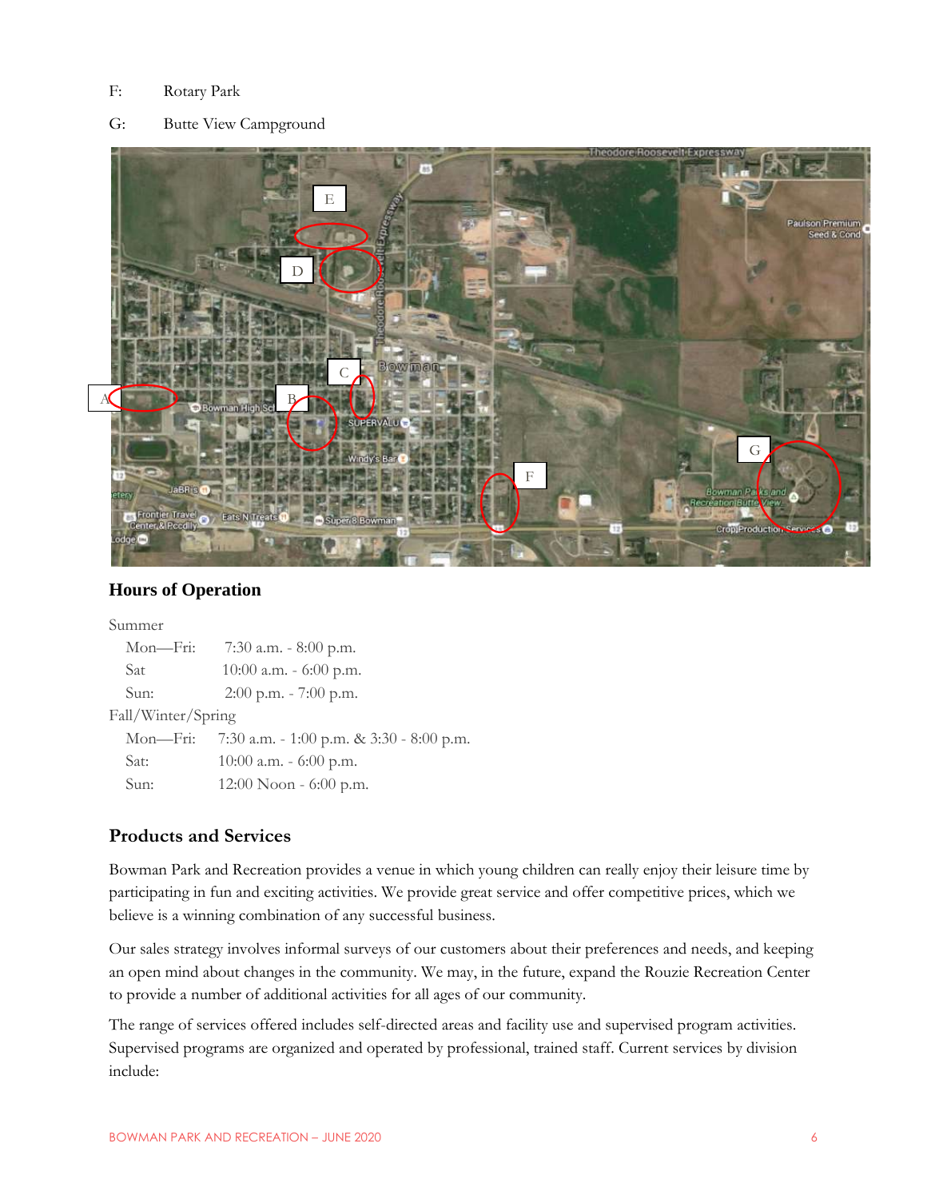F: Rotary Park

G: Butte View Campground

## Hours of Operation

Summer

| | |
|---|---|
| Mon—Fri: | 7:30 a.m. - 8:00 p.m. |
| Sat | 10:00 a.m. - 6:00 p.m. |
| Sun: | 2:00 p.m. - 7:00 p.m. |

Fall/Winter/Spring

| | |
|---|---|
| Mon—Fri: | 7:30 a.m. - 1:00 p.m. & 3:30 - 8:00 p.m. |
| Sat: | 10:00 a.m. - 6:00 p.m. |
| Sun: | 12:00 Noon - 6:00 p.m. |

## Products and Services

Bowman Park and Recreation provides a venue in which young children can really enjoy their leisure time by participating in fun and exciting activities. We provide great service and offer competitive prices, which we believe is a winning combination of any successful business.

Our sales strategy involves informal surveys of our customers about their preferences and needs, and keeping an open mind about changes in the community. We may, in the future, expand the Rouzie Recreation Center to provide a number of additional activities for all ages of our community.

The range of services offered includes self-directed areas and facility use and supervised program activities. Supervised programs are organized and operated by professional, trained staff. Current services by division include: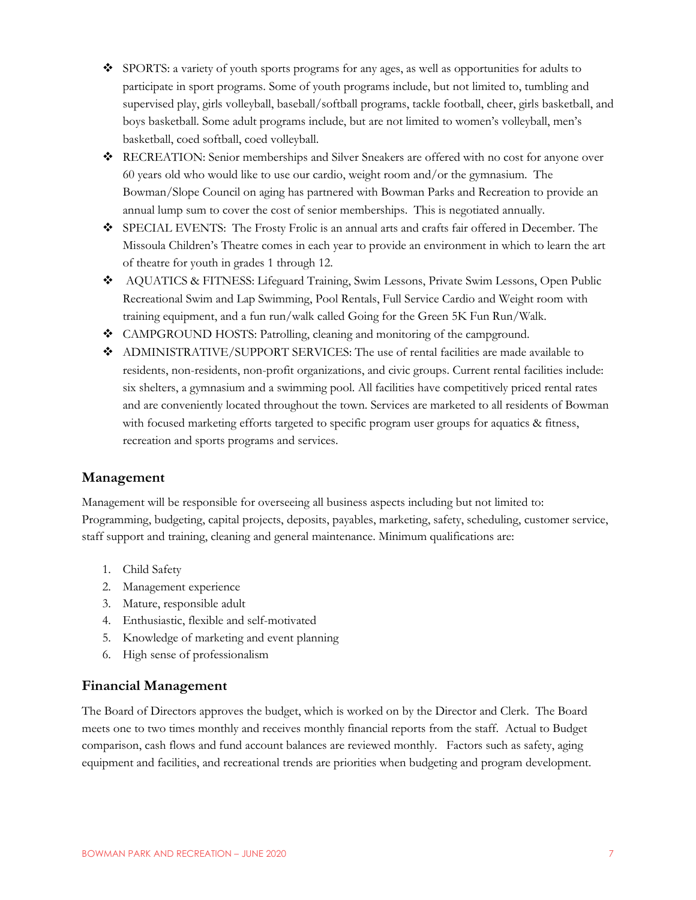- SPORTS: a variety of youth sports programs for any ages, as well as opportunities for adults to participate in sport programs. Some of youth programs include, but not limited to, tumbling and supervised play, girls volleyball, baseball/softball programs, tackle football, cheer, girls basketball, and boys basketball. Some adult programs include, but are not limited to women's volleyball, men's basketball, coed softball, coed volleyball.
- RECREATION: Senior memberships and Silver Sneakers are offered with no cost for anyone over 60 years old who would like to use our cardio, weight room and/or the gymnasium. The Bowman/Slope Council on aging has partnered with Bowman Parks and Recreation to provide an annual lump sum to cover the cost of senior memberships. This is negotiated annually.
- SPECIAL EVENTS: The Frosty Frolic is an annual arts and crafts fair offered in December. The Missoula Children's Theatre comes in each year to provide an environment in which to learn the art of theatre for youth in grades 1 through 12.
- AQUATICS & FITNESS: Lifeguard Training, Swim Lessons, Private Swim Lessons, Open Public Recreational Swim and Lap Swimming, Pool Rentals, Full Service Cardio and Weight room with training equipment, and a fun run/walk called Going for the Green 5K Fun Run/Walk.
- CAMPGROUND HOSTS: Patrolling, cleaning and monitoring of the campground.
- ADMINISTRATIVE/SUPPORT SERVICES: The use of rental facilities are made available to residents, non-residents, non-profit organizations, and civic groups. Current rental facilities include: six shelters, a gymnasium and a swimming pool. All facilities have competitively priced rental rates and are conveniently located throughout the town. Services are marketed to all residents of Bowman with focused marketing efforts targeted to specific program user groups for aquatics & fitness, recreation and sports programs and services.

## Management

Management will be responsible for overseeing all business aspects including but not limited to: Programming, budgeting, capital projects, deposits, payables, marketing, safety, scheduling, customer service, staff support and training, cleaning and general maintenance. Minimum qualifications are:

1. Child Safety
2. Management experience
3. Mature, responsible adult
4. Enthusiastic, flexible and self-motivated
5. Knowledge of marketing and event planning
6. High sense of professionalism

## Financial Management

The Board of Directors approves the budget, which is worked on by the Director and Clerk. The Board meets one to two times monthly and receives monthly financial reports from the staff. Actual to Budget comparison, cash flows and fund account balances are reviewed monthly. Factors such as safety, aging equipment and facilities, and recreational trends are priorities when budgeting and program development.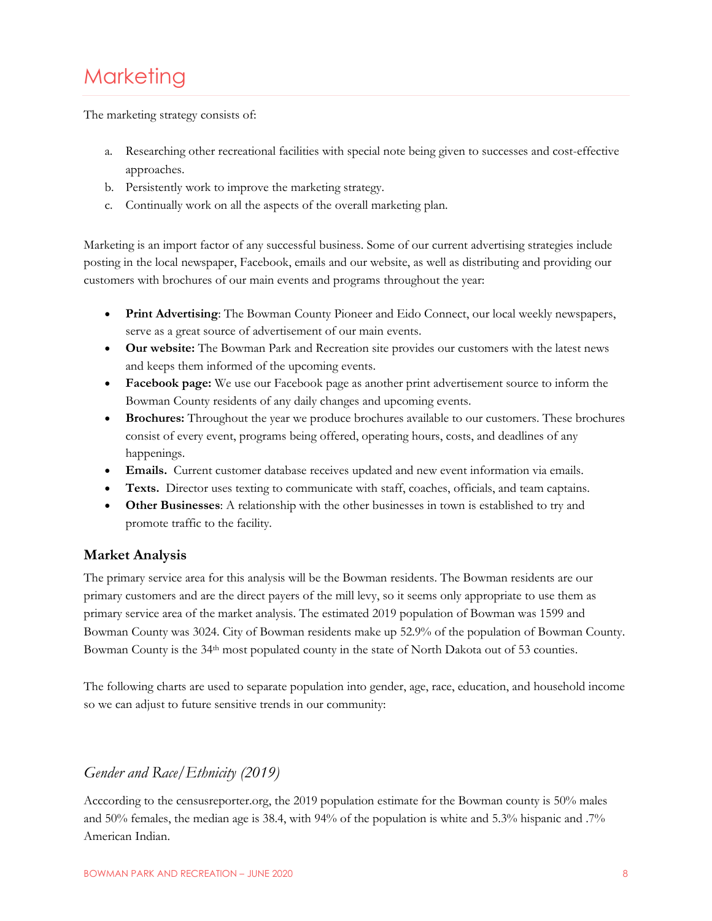# Marketing

The marketing strategy consists of:

a. Researching other recreational facilities with special note being given to successes and cost-effective approaches.
b. Persistently work to improve the marketing strategy.
c. Continually work on all the aspects of the overall marketing plan.

Marketing is an import factor of any successful business. Some of our current advertising strategies include posting in the local newspaper, Facebook, emails and our website, as well as distributing and providing our customers with brochures of our main events and programs throughout the year:

- **Print Advertising**: The Bowman County Pioneer and Eido Connect, our local weekly newspapers, serve as a great source of advertisement of our main events.
- **Our website:** The Bowman Park and Recreation site provides our customers with the latest news and keeps them informed of the upcoming events.
- **Facebook page:** We use our Facebook page as another print advertisement source to inform the Bowman County residents of any daily changes and upcoming events.
- **Brochures:** Throughout the year we produce brochures available to our customers. These brochures consist of every event, programs being offered, operating hours, costs, and deadlines of any happenings.
- **Emails.** Current customer database receives updated and new event information via emails.
- **Texts.** Director uses texting to communicate with staff, coaches, officials, and team captains.
- **Other Businesses**: A relationship with the other businesses in town is established to try and promote traffic to the facility.

### Market Analysis

The primary service area for this analysis will be the Bowman residents. The Bowman residents are our primary customers and are the direct payers of the mill levy, so it seems only appropriate to use them as primary service area of the market analysis. The estimated 2019 population of Bowman was 1599 and Bowman County was 3024. City of Bowman residents make up 52.9% of the population of Bowman County. Bowman County is the 34th most populated county in the state of North Dakota out of 53 counties.

The following charts are used to separate population into gender, age, race, education, and household income so we can adjust to future sensitive trends in our community:

#### *Gender and Race/Ethnicity (2019)*

Acccording to the censusreporter.org, the 2019 population estimate for the Bowman county is 50% males and 50% females, the median age is 38.4, with 94% of the population is white and 5.3% hispanic and .7% American Indian.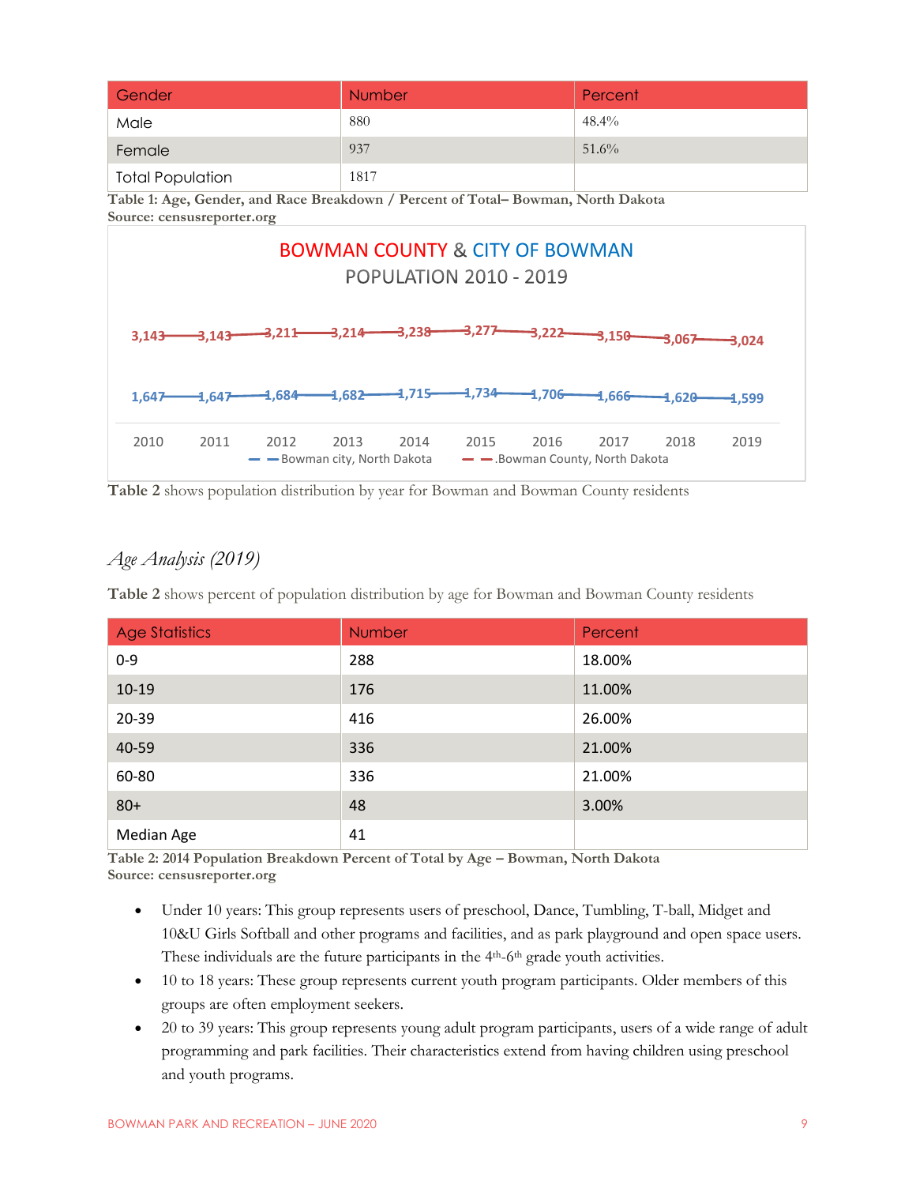| Gender | Number | Percent |
|---|---|---|
| Male | 880 | 48.4% |
| Female | 937 | 51.6% |
| Total Population | 1817 | |

**Table 1: Age, Gender, and Race Breakdown / Percent of Total– Bowman, North Dakota**
**Source: censusreporter.org**

**BOWMAN COUNTY & CITY OF BOWMAN**
**POPULATION 2010 - 2019**

| | 2010 | 2011 | 2012 | 2013 | 2014 | 2015 | 2016 | 2017 | 2018 | 2019 |
|---|---|---|---|---|---|---|---|---|---|---|
| Bowman city, North Dakota | 1,647 | 1,647 | 1,684 | 1,682 | 1,715 | 1,734 | 1,706 | 1,666 | 1,620 | 1,599 |
| Bowman County, North Dakota | 3,143 | 3,143 | 3,211 | 3,214 | 3,238 | 3,277 | 3,222 | 3,150 | 3,067 | 3,024 |

**Table 2** shows population distribution by year for Bowman and Bowman County residents

## *Age Analysis (2019)*

**Table 2** shows percent of population distribution by age for Bowman and Bowman County residents

| Age Statistics | Number | Percent |
|---|---|---|
| 0-9 | 288 | 18.00% |
| 10-19 | 176 | 11.00% |
| 20-39 | 416 | 26.00% |
| 40-59 | 336 | 21.00% |
| 60-80 | 336 | 21.00% |
| 80+ | 48 | 3.00% |
| Median Age | 41 | |

**Table 2: 2014 Population Breakdown Percent of Total by Age – Bowman, North Dakota**
**Source: censusreporter.org**

- Under 10 years: This group represents users of preschool, Dance, Tumbling, T-ball, Midget and 10&U Girls Softball and other programs and facilities, and as park playground and open space users. These individuals are the future participants in the 4th-6th grade youth activities.
- 10 to 18 years: These group represents current youth program participants. Older members of this groups are often employment seekers.
- 20 to 39 years: This group represents young adult program participants, users of a wide range of adult programming and park facilities. Their characteristics extend from having children using preschool and youth programs.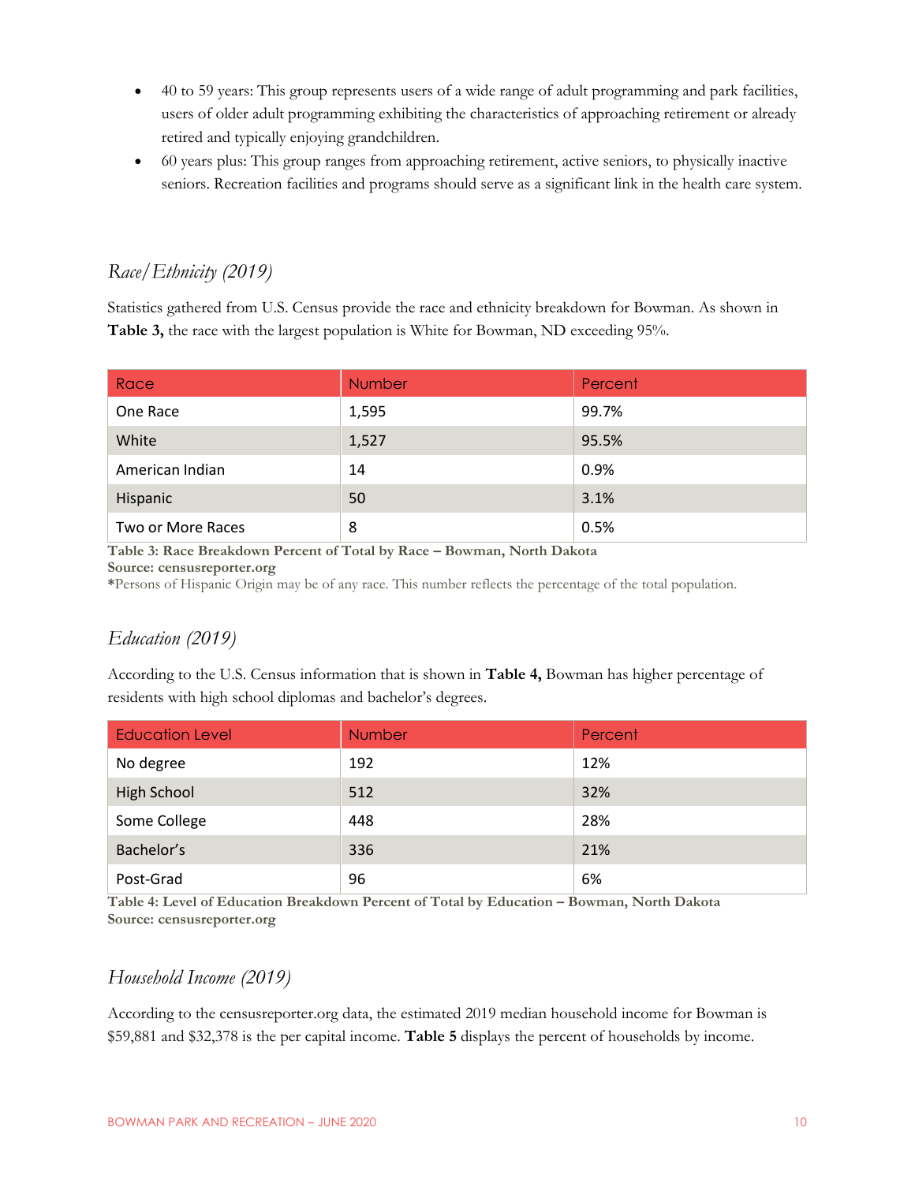- 40 to 59 years: This group represents users of a wide range of adult programming and park facilities, users of older adult programming exhibiting the characteristics of approaching retirement or already retired and typically enjoying grandchildren.
- 60 years plus: This group ranges from approaching retirement, active seniors, to physically inactive seniors. Recreation facilities and programs should serve as a significant link in the health care system.

### *Race/Ethnicity (2019)*

Statistics gathered from U.S. Census provide the race and ethnicity breakdown for Bowman. As shown in **Table 3,** the race with the largest population is White for Bowman, ND exceeding 95%.

| Race | Number | Percent |
|---|---|---|
| One Race | 1,595 | 99.7% |
| White | 1,527 | 95.5% |
| American Indian | 14 | 0.9% |
| Hispanic | 50 | 3.1% |
| Two or More Races | 8 | 0.5% |

**Table 3: Race Breakdown Percent of Total by Race – Bowman, North Dakota**
**Source: censusreporter.org**
**\***Persons of Hispanic Origin may be of any race. This number reflects the percentage of the total population.

### *Education (2019)*

According to the U.S. Census information that is shown in **Table 4,** Bowman has higher percentage of residents with high school diplomas and bachelor's degrees.

| Education Level | Number | Percent |
|---|---|---|
| No degree | 192 | 12% |
| High School | 512 | 32% |
| Some College | 448 | 28% |
| Bachelor's | 336 | 21% |
| Post-Grad | 96 | 6% |

**Table 4: Level of Education Breakdown Percent of Total by Education – Bowman, North Dakota**
**Source: censusreporter.org**

### *Household Income (2019)*

According to the censusreporter.org data, the estimated 2019 median household income for Bowman is $59,881 and $32,378 is the per capital income. **Table 5** displays the percent of households by income.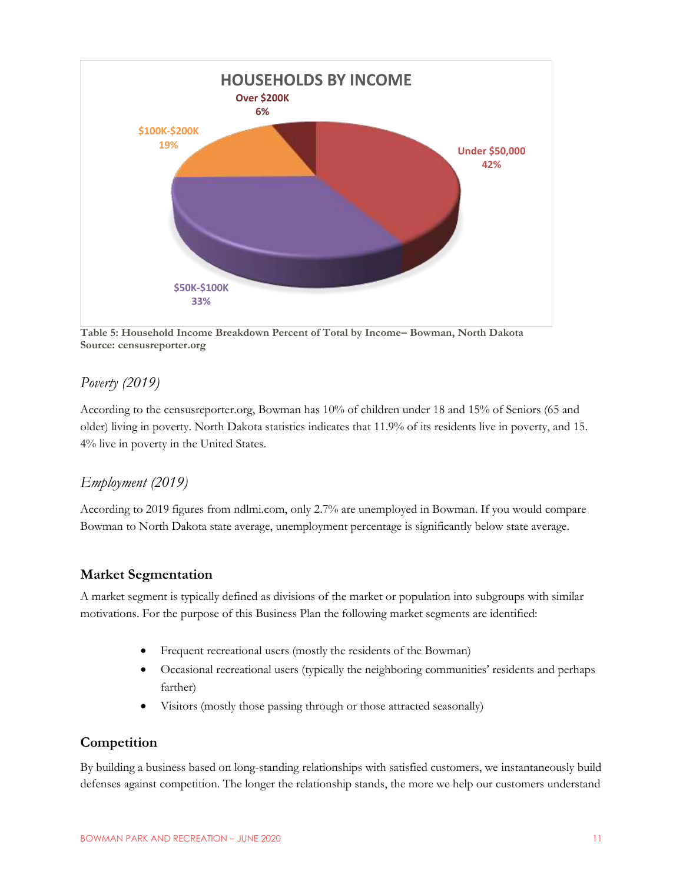HOUSEHOLDS BY INCOME

Over $200K 6%

$100K-$200K 19%

Under $50,000 42%

$50K-$100K 33%

**Table 5: Household Income Breakdown Percent of Total by Income– Bowman, North Dakota**
**Source: censusreporter.org**

### *Poverty (2019)*

According to the censusreporter.org, Bowman has 10% of children under 18 and 15% of Seniors (65 and older) living in poverty. North Dakota statistics indicates that 11.9% of its residents live in poverty, and 15. 4% live in poverty in the United States.

### *Employment (2019)*

According to 2019 figures from ndlmi.com, only 2.7% are unemployed in Bowman. If you would compare Bowman to North Dakota state average, unemployment percentage is significantly below state average.

## Market Segmentation

A market segment is typically defined as divisions of the market or population into subgroups with similar motivations. For the purpose of this Business Plan the following market segments are identified:

- Frequent recreational users (mostly the residents of the Bowman)
- Occasional recreational users (typically the neighboring communities' residents and perhaps farther)
- Visitors (mostly those passing through or those attracted seasonally)

## Competition

By building a business based on long-standing relationships with satisfied customers, we instantaneously build defenses against competition. The longer the relationship stands, the more we help our customers understand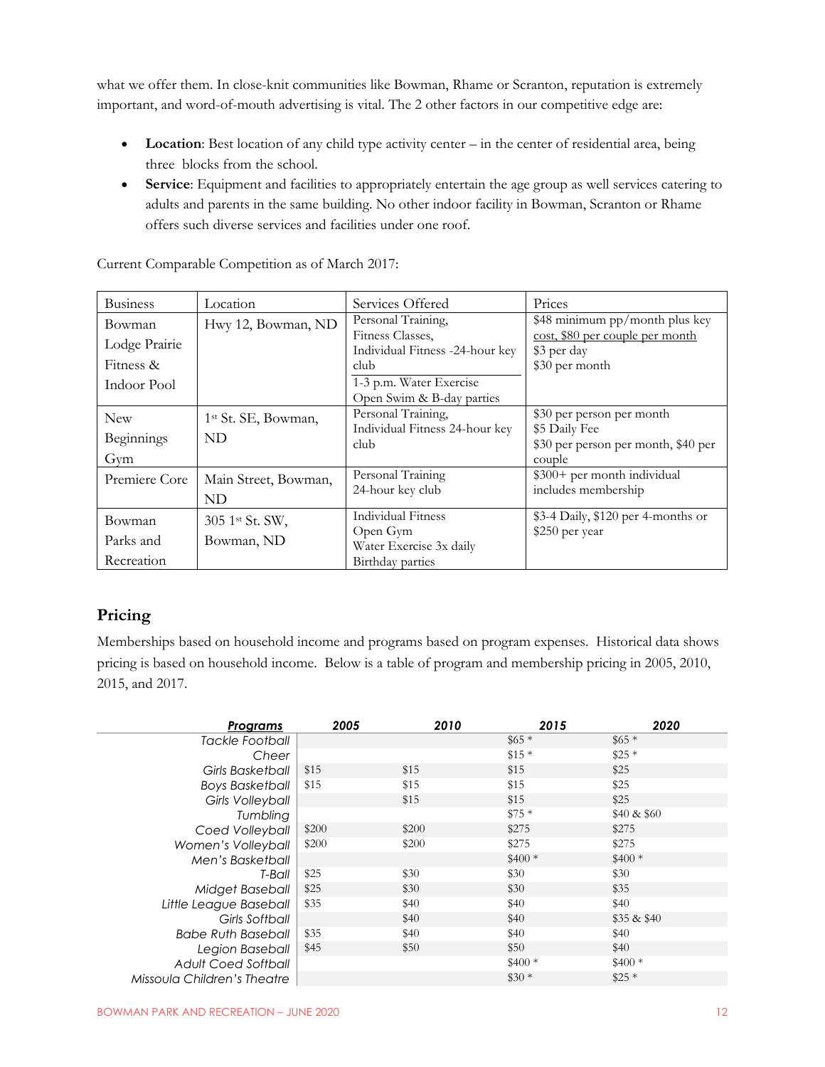what we offer them. In close-knit communities like Bowman, Rhame or Scranton, reputation is extremely important, and word-of-mouth advertising is vital. The 2 other factors in our competitive edge are:

- **Location**: Best location of any child type activity center – in the center of residential area, being three blocks from the school.
- **Service**: Equipment and facilities to appropriately entertain the age group as well services catering to adults and parents in the same building. No other indoor facility in Bowman, Scranton or Rhame offers such diverse services and facilities under one roof.

Current Comparable Competition as of March 2017:

| Business | Location | Services Offered | Prices |
|---|---|---|---|
| Bowman Lodge Prairie Fitness & Indoor Pool | Hwy 12, Bowman, ND | Personal Training, Fitness Classes, Individual Fitness -24-hour key club<br>1-3 p.m. Water Exercise Open Swim & B-day parties | $48 minimum pp/month plus key cost, $80 per couple per month<br>$3 per day<br>$30 per month |
| New Beginnings Gym | 1st St. SE, Bowman, ND | Personal Training, Individual Fitness 24-hour key club | $30 per person per month<br>$5 Daily Fee<br>$30 per person per month, $40 per couple |
| Premiere Core | Main Street, Bowman, ND | Personal Training<br>24-hour key club | $300+ per month individual includes membership |
| Bowman Parks and Recreation | 305 1st St. SW, Bowman, ND | Individual Fitness<br>Open Gym<br>Water Exercise 3x daily<br>Birthday parties | $3-4 Daily, $120 per 4-months or $250 per year |

## Pricing

Memberships based on household income and programs based on program expenses. Historical data shows pricing is based on household income. Below is a table of program and membership pricing in 2005, 2010, 2015, and 2017.

| *Programs* | *2005* | *2010* | *2015* | *2020* |
|---|---|---|---|---|
| *Tackle Football* | | | $65 * | $65 * |
| *Cheer* | | | $15 * | $25 * |
| *Girls Basketball* | $15 | $15 | $15 | $25 |
| *Boys Basketball* | $15 | $15 | $15 | $25 |
| *Girls Volleyball* | | $15 | $15 | $25 |
| *Tumbling* | | | $75 * | $40 & $60 |
| *Coed Volleyball* | $200 | $200 | $275 | $275 |
| *Women's Volleyball* | $200 | $200 | $275 | $275 |
| *Men's Basketball* | | | $400 * | $400 * |
| *T-Ball* | $25 | $30 | $30 | $30 |
| *Midget Baseball* | $25 | $30 | $30 | $35 |
| *Little League Baseball* | $35 | $40 | $40 | $40 |
| *Girls Softball* | | $40 | $40 | $35 & $40 |
| *Babe Ruth Baseball* | $35 | $40 | $40 | $40 |
| *Legion Baseball* | $45 | $50 | $50 | $40 |
| *Adult Coed Softball* | | | $400 * | $400 * |
| *Missoula Children's Theatre* | | | $30 * | $25 * |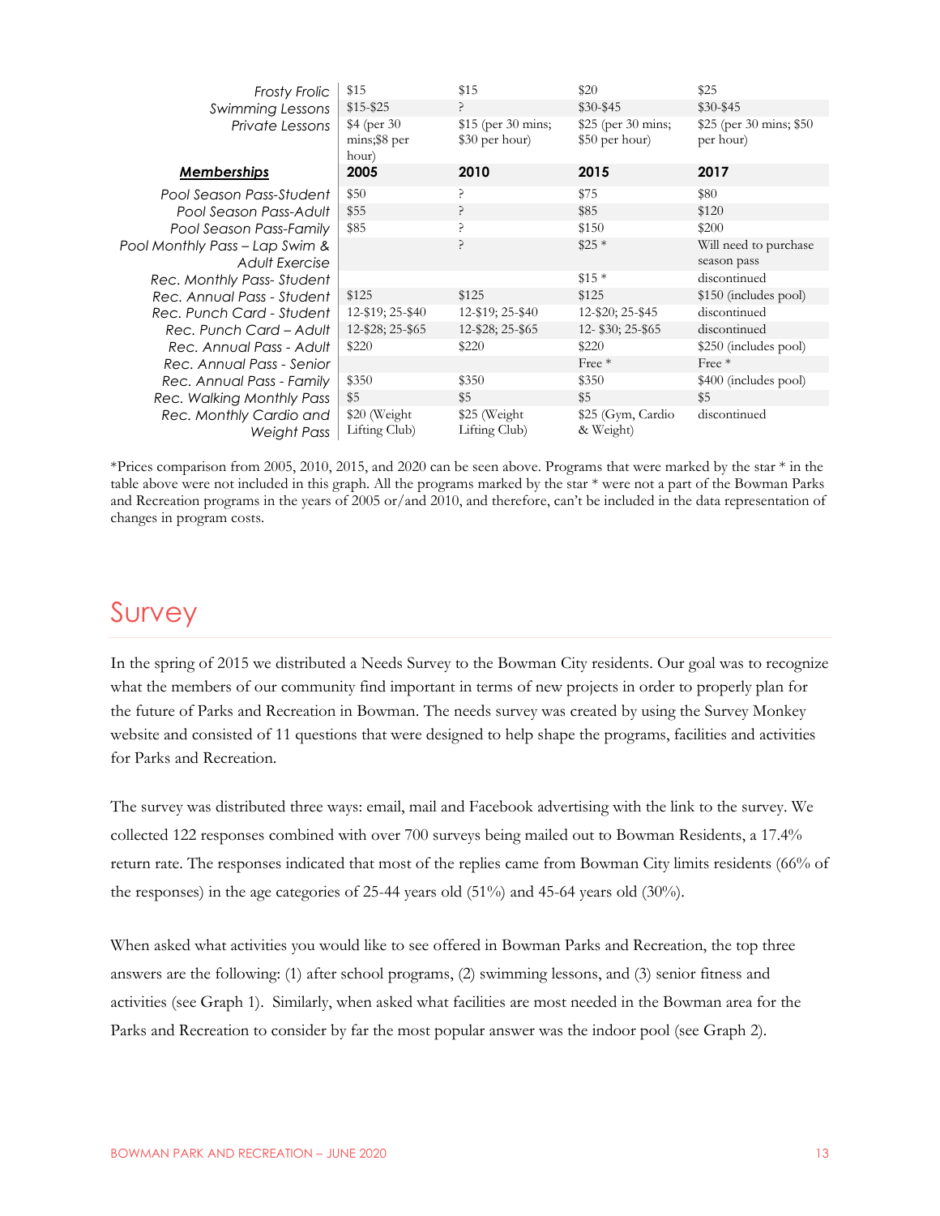| | | | | |
|---|---|---|---|---|
| *Frosty Frolic* | $15 | $15 | $20 | $25 |
| *Swimming Lessons* | $15-$25 | ? | $30-$45 | $30-$45 |
| *Private Lessons* | $4 (per 30 mins;$8 per hour) | $15 (per 30 mins; $30 per hour) | $25 (per 30 mins; $50 per hour) | $25 (per 30 mins; $50 per hour) |
| ***Memberships*** | **2005** | **2010** | **2015** | **2017** |
| *Pool Season Pass-Student* | $50 | ? | $75 | $80 |
| *Pool Season Pass-Adult* | $55 | ? | $85 | $120 |
| *Pool Season Pass-Family* | $85 | ? | $150 | $200 |
| *Pool Monthly Pass – Lap Swim & Adult Exercise* | | ? | $25 * | Will need to purchase season pass |
| *Rec. Monthly Pass- Student* | | | $15 * | discontinued |
| *Rec. Annual Pass - Student* | $125 | $125 | $125 | $150 (includes pool) |
| *Rec. Punch Card - Student* | 12-$19; 25-$40 | 12-$19; 25-$40 | 12-$20; 25-$45 | discontinued |
| *Rec. Punch Card – Adult* | 12-$28; 25-$65 | 12-$28; 25-$65 | 12- $30; 25-$65 | discontinued |
| *Rec. Annual Pass – Adult* | $220 | $220 | $220 | $250 (includes pool) |
| *Rec. Annual Pass - Senior* | | | Free * | Free * |
| *Rec. Annual Pass - Family* | $350 | $350 | $350 | $400 (includes pool) |
| *Rec. Walking Monthly Pass* | $5 | $5 | $5 | $5 |
| *Rec. Monthly Cardio and Weight Pass* | $20 (Weight Lifting Club) | $25 (Weight Lifting Club) | $25 (Gym, Cardio & Weight) | discontinued |

*Prices comparison from 2005, 2010, 2015, and 2020 can be seen above. Programs that were marked by the star * in the table above were not included in this graph. All the programs marked by the star * were not a part of the Bowman Parks and Recreation programs in the years of 2005 or/and 2010, and therefore, can't be included in the data representation of changes in program costs.

# Survey

In the spring of 2015 we distributed a Needs Survey to the Bowman City residents. Our goal was to recognize what the members of our community find important in terms of new projects in order to properly plan for the future of Parks and Recreation in Bowman. The needs survey was created by using the Survey Monkey website and consisted of 11 questions that were designed to help shape the programs, facilities and activities for Parks and Recreation.

The survey was distributed three ways: email, mail and Facebook advertising with the link to the survey. We collected 122 responses combined with over 700 surveys being mailed out to Bowman Residents, a 17.4% return rate. The responses indicated that most of the replies came from Bowman City limits residents (66% of the responses) in the age categories of 25-44 years old (51%) and 45-64 years old (30%).

When asked what activities you would like to see offered in Bowman Parks and Recreation, the top three answers are the following: (1) after school programs, (2) swimming lessons, and (3) senior fitness and activities (see Graph 1). Similarly, when asked what facilities are most needed in the Bowman area for the Parks and Recreation to consider by far the most popular answer was the indoor pool (see Graph 2).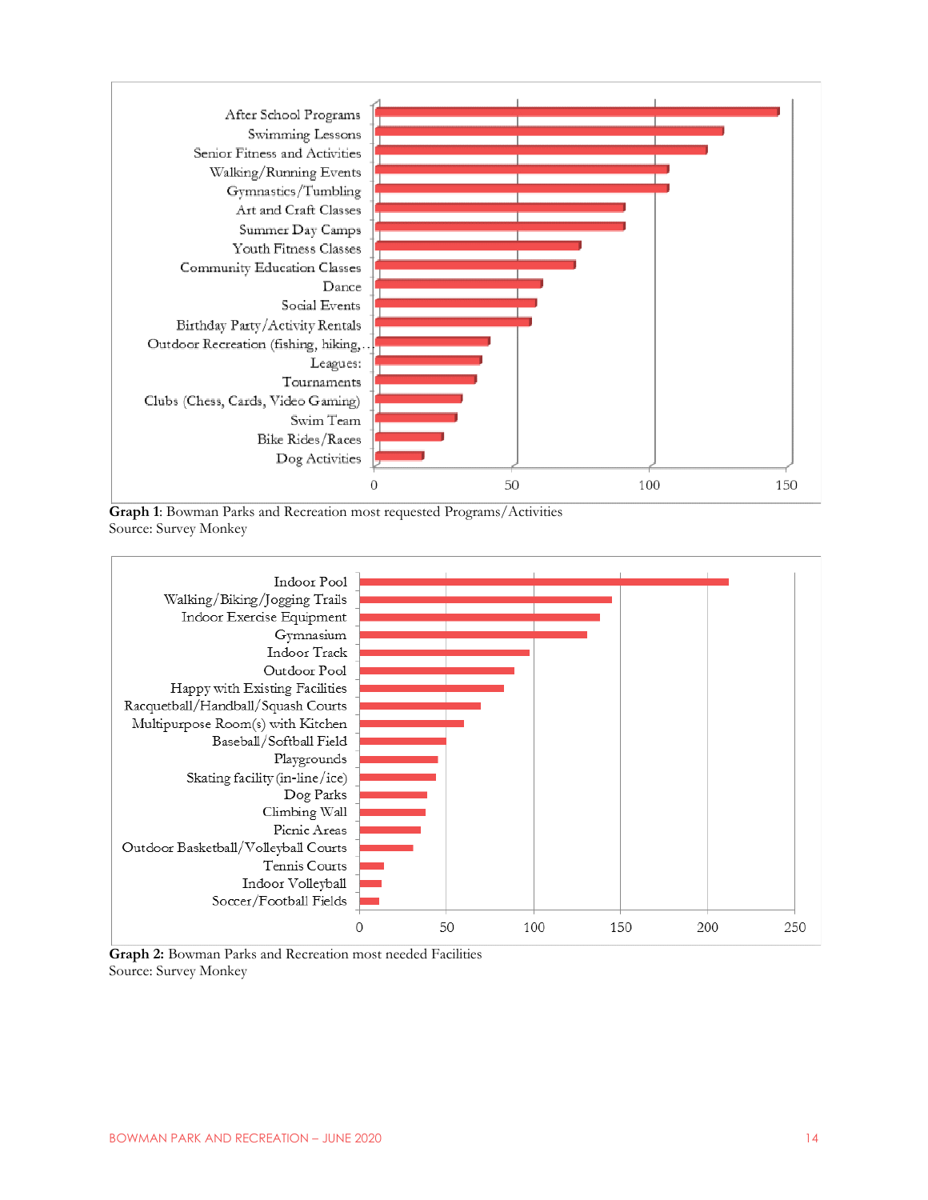After School Programs
Swimming Lessons
Senior Fitness and Activities
Walking/Running Events
Gymnastics/Tumbling
Art and Craft Classes
Summer Day Camps
Youth Fitness Classes
Community Education Classes
Dance
Social Events
Birthday Party/Activity Rentals
Outdoor Recreation (fishing, hiking,…
Leagues:
Tournaments
Clubs (Chess, Cards, Video Gaming)
Swim Team
Bike Rides/Races
Dog Activities

0 50 100 150

**Graph 1**: Bowman Parks and Recreation most requested Programs/Activities
Source: Survey Monkey

Indoor Pool
Walking/Biking/Jogging Trails
Indoor Exercise Equipment
Gymnasium
Indoor Track
Outdoor Pool
Happy with Existing Facilities
Racquetball/Handball/Squash Courts
Multipurpose Room(s) with Kitchen
Baseball/Softball Field
Playgrounds
Skating facility (in-line/ice)
Dog Parks
Climbing Wall
Picnic Areas
Outdoor Basketball/Volleyball Courts
Tennis Courts
Indoor Volleyball
Soccer/Football Fields

0 50 100 150 200 250

**Graph 2:** Bowman Parks and Recreation most needed Facilities
Source: Survey Monkey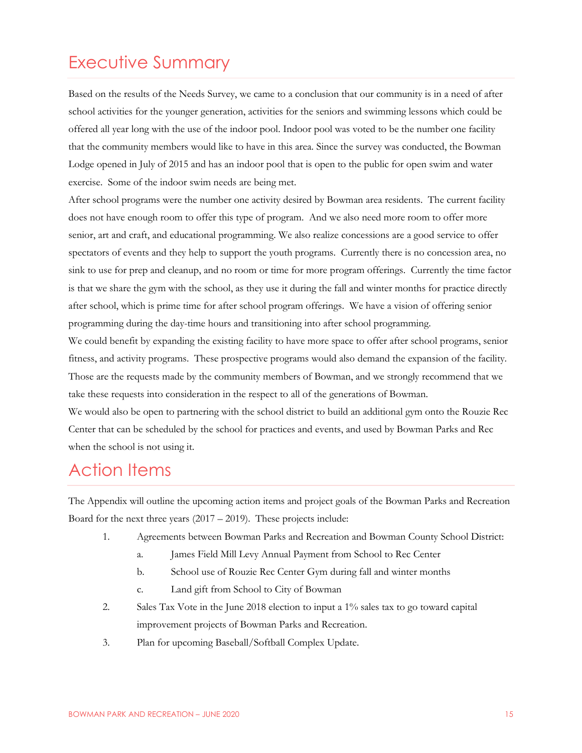# Executive Summary

Based on the results of the Needs Survey, we came to a conclusion that our community is in a need of after school activities for the younger generation, activities for the seniors and swimming lessons which could be offered all year long with the use of the indoor pool. Indoor pool was voted to be the number one facility that the community members would like to have in this area. Since the survey was conducted, the Bowman Lodge opened in July of 2015 and has an indoor pool that is open to the public for open swim and water exercise. Some of the indoor swim needs are being met.

After school programs were the number one activity desired by Bowman area residents. The current facility does not have enough room to offer this type of program. And we also need more room to offer more senior, art and craft, and educational programming. We also realize concessions are a good service to offer spectators of events and they help to support the youth programs. Currently there is no concession area, no sink to use for prep and cleanup, and no room or time for more program offerings. Currently the time factor is that we share the gym with the school, as they use it during the fall and winter months for practice directly after school, which is prime time for after school program offerings. We have a vision of offering senior programming during the day-time hours and transitioning into after school programming.

We could benefit by expanding the existing facility to have more space to offer after school programs, senior fitness, and activity programs. These prospective programs would also demand the expansion of the facility. Those are the requests made by the community members of Bowman, and we strongly recommend that we take these requests into consideration in the respect to all of the generations of Bowman.

We would also be open to partnering with the school district to build an additional gym onto the Rouzie Rec Center that can be scheduled by the school for practices and events, and used by Bowman Parks and Rec when the school is not using it.

# Action Items

The Appendix will outline the upcoming action items and project goals of the Bowman Parks and Recreation Board for the next three years (2017 – 2019). These projects include:

1. Agreements between Bowman Parks and Recreation and Bowman County School District:
   a. James Field Mill Levy Annual Payment from School to Rec Center
   b. School use of Rouzie Rec Center Gym during fall and winter months
   c. Land gift from School to City of Bowman
2. Sales Tax Vote in the June 2018 election to input a 1% sales tax to go toward capital improvement projects of Bowman Parks and Recreation.
3. Plan for upcoming Baseball/Softball Complex Update.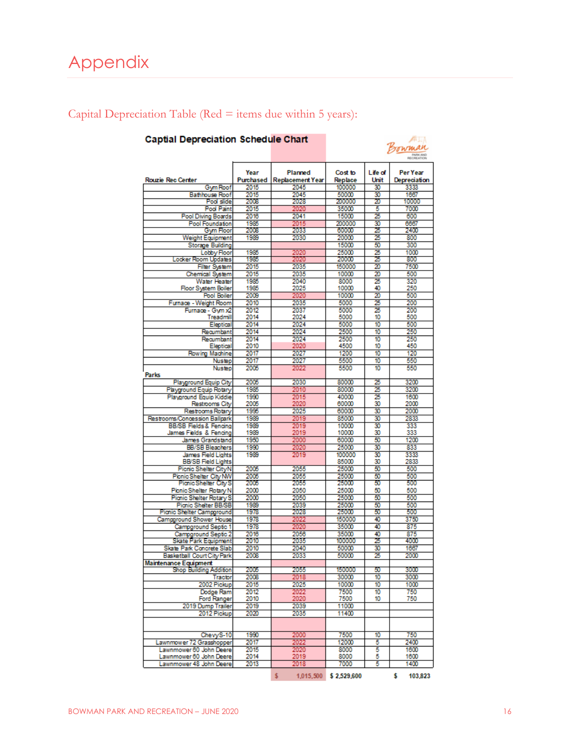# Appendix

## Capital Depreciation Table (Red = items due within 5 years):

**Captial Depreciation Schedule Chart**

| Rouzie Rec Center | Year Purchased | Planned Replacement Year | Cost to Replace | Life of Unit | Per Year Depreciation |
|---|---|---|---|---|---|
| Gym Roof | 2015 | 2045 | 100000 | 30 | 3333 |
| Bathhouse Roof | 2015 | 2045 | 50000 | 30 | 1667 |
| Pool slide | 2008 | 2028 | 200000 | 20 | 10000 |
| Pool Paint | 2015 | 2020 | 35000 | 5 | 7000 |
| Pool Diving Boards | 2016 | 2041 | 15000 | 25 | 600 |
| Pool Foundation | 1985 | 2015 | 200000 | 30 | 6667 |
| Gym Floor | 2008 | 2033 | 60000 | 25 | 2400 |
| Weight Equipment | 1989 | 2030 | 20000 | 25 | 800 |
| Storage Building | | | 15000 | 50 | 300 |
| Lobby Floor | 1985 | 2020 | 25000 | 25 | 1000 |
| Locker Room Updates | 1985 | 2020 | 20000 | 25 | 800 |
| Filter System | 2015 | 2035 | 150000 | 20 | 7500 |
| Chemical System | 2015 | 2035 | 10000 | 20 | 500 |
| Water Heater | 1985 | 2040 | 8000 | 25 | 320 |
| Floor System Boiler | 1985 | 2025 | 10000 | 40 | 250 |
| Pool Boiler | 2009 | 2020 | 10000 | 20 | 500 |
| Furnace - Weight Room | 2010 | 2035 | 5000 | 25 | 200 |
| Furnace - Gym x2 | 2012 | 2037 | 5000 | 25 | 200 |
| Treadmill | 2014 | 2024 | 5000 | 10 | 500 |
| Elepticial | 2014 | 2024 | 5000 | 10 | 500 |
| Recumbant | 2014 | 2024 | 2500 | 10 | 250 |
| Recumbant | 2014 | 2024 | 2500 | 10 | 250 |
| Elepticial | 2010 | 2020 | 4500 | 10 | 450 |
| Rowing Machine | 2017 | 2027 | 1200 | 10 | 120 |
| Nustep | 2017 | 2027 | 5500 | 10 | 550 |
| Nustep | 2005 | 2022 | 5500 | 10 | 550 |
| **Parks** | | | | | |
| Playground Equip City | 2005 | 2030 | 80000 | 25 | 3200 |
| Playground Equip Rotary | 1985 | 2010 | 80000 | 25 | 3200 |
| Playground Equip Kiddie | 1990 | 2015 | 40000 | 25 | 1600 |
| Restrooms City | 2005 | 2020 | 60000 | 30 | 2000 |
| Restrooms Rotary | 1995 | 2025 | 60000 | 30 | 2000 |
| Restrooms/Concession Ballpark | 1989 | 2019 | 85000 | 30 | 2833 |
| BB/SB Fields & Fencing | 1989 | 2019 | 10000 | 30 | 333 |
| James Fields & Fencing | 1989 | 2019 | 10000 | 30 | 333 |
| James Grandstand | 1950 | 2000 | 60000 | 50 | 1200 |
| BB/SB Bleachers | 1990 | 2020 | 25000 | 30 | 833 |
| James Field Lights | 1989 | 2019 | 100000 | 30 | 3333 |
| BB/SB Field Lights | | | 85000 | 30 | 2833 |
| Picnic Shelter CityN | 2005 | 2055 | 25000 | 50 | 500 |
| Picnic Shelter City NW | 2005 | 2055 | 25000 | 50 | 500 |
| Picnic Shelter City S | 2005 | 2055 | 25000 | 50 | 500 |
| Picnic Shelter Rotary N | 2000 | 2050 | 25000 | 50 | 500 |
| Picnic Shelter Rotary S | 2000 | 2050 | 25000 | 50 | 500 |
| Picnic Shelter BB/SB | 1989 | 2039 | 25000 | 50 | 500 |
| Picnic Shelter Campground | 1978 | 2028 | 25000 | 50 | 500 |
| Campground Shower House | 1978 | 2022 | 150000 | 40 | 3750 |
| Campground Septic 1 | 1978 | 2020 | 35000 | 40 | 875 |
| Campground Septic 2 | 2016 | 2056 | 35000 | 40 | 875 |
| Skate Park Equipment | 2010 | 2035 | 100000 | 25 | 4000 |
| Skate Park Concrete Slab | 2010 | 2040 | 50000 | 30 | 1667 |
| Basketball Court City Park | 2008 | 2033 | 50000 | 25 | 2000 |
| **Maintenance Equipment** | | | | | |
| Shop Building Addition | 2005 | 2055 | 150000 | 50 | 3000 |
| Tractor | 2008 | 2018 | 30000 | 10 | 3000 |
| 2002 Pickup | 2015 | 2025 | 10000 | 10 | 1000 |
| Dodge Ram | 2012 | 2022 | 7500 | 10 | 750 |
| Ford Ranger | 2010 | 2020 | 7500 | 10 | 750 |
| 2019 Dump Trailer | 2019 | 2039 | 11000 | | |
| 2012 Pickup | 2020 | 2035 | 11400 | | |
| | | | | | |
| ChevyS-10 | 1990 | 2000 | 7500 | 10 | 750 |
| Lawnmower 72 Grasshopper | 2017 | 2022 | 12000 | 5 | 2400 |
| Lawnmower 60 John Deere | 2015 | 2020 | 8000 | 5 | 1600 |
| Lawnmower 60 John Deere | 2014 | 2019 | 8000 | 5 | 1600 |
| Lawnmower 48 John Deere | 2013 | 2018 | 7000 | 5 | 1400 |
| | | $ 1,015,500 | $ 2,529,600 | | $ 103,823 |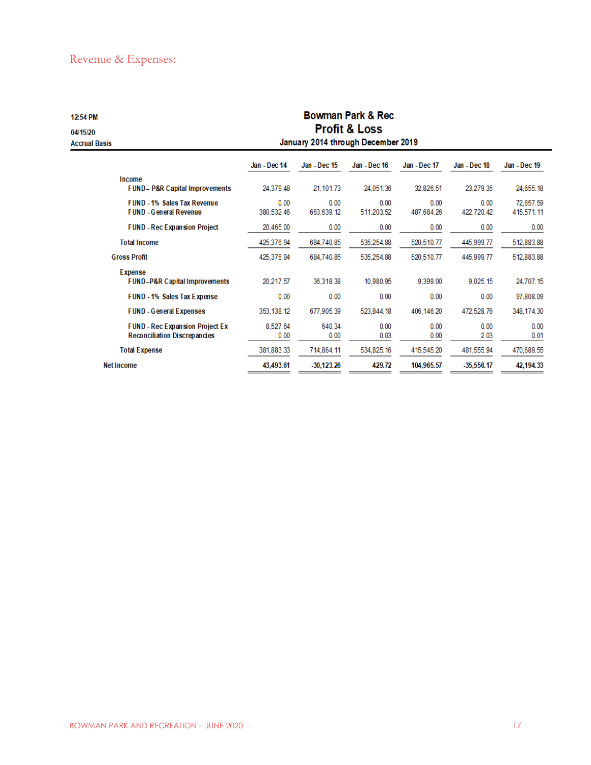## Revenue & Expenses:

12:54 PM

04/15/20

Accrual Basis

**Bowman Park & Rec**
**Profit & Loss**
**January 2014 through December 2019**

| | Jan - Dec 14 | Jan - Dec 15 | Jan - Dec 16 | Jan - Dec 17 | Jan - Dec 18 | Jan - Dec 19 |
|---|---|---|---|---|---|---|
| **Income** | | | | | | |
| FUND – P&R Capital Improvements | 24,379.48 | 21,101.73 | 24,051.36 | 32,826.51 | 23,279.35 | 24,655.18 |
| FUND - 1% Sales Tax Revenue | 0.00 | 0.00 | 0.00 | 0.00 | 0.00 | 72,657.59 |
| FUND - General Revenue | 380,532.46 | 663,639.12 | 511,203.52 | 487,684.26 | 422,720.42 | 415,571.11 |
| FUND - Rec Expansion Project | 20,465.00 | 0.00 | 0.00 | 0.00 | 0.00 | 0.00 |
| **Total Income** | 425,376.94 | 684,740.85 | 535,254.88 | 520,510.77 | 445,999.77 | 512,883.88 |
| **Gross Profit** | 425,376.94 | 684,740.85 | 535,254.88 | 520,510.77 | 445,999.77 | 512,883.88 |
| **Expense** | | | | | | |
| FUND–P&R Capital Improvements | 20,217.57 | 36,318.38 | 10,980.95 | 9,399.00 | 9,025.15 | 24,707.15 |
| FUND - 1% Sales Tax Expense | 0.00 | 0.00 | 0.00 | 0.00 | 0.00 | 97,808.09 |
| FUND - General Expenses | 353,138.12 | 677,905.39 | 523,844.18 | 406,146.20 | 472,528.76 | 348,174.30 |
| FUND - Rec Expansion Project Ex | 8,527.64 | 640.34 | 0.00 | 0.00 | 0.00 | 0.00 |
| Reconciliation Discrepancies | 0.00 | 0.00 | 0.03 | 0.00 | 2.03 | 0.01 |
| **Total Expense** | 381,883.33 | 714,864.11 | 534,825.16 | 415,545.20 | 481,555.94 | 470,689.55 |
| **Net Income** | **43,493.61** | **-30,123.26** | **429.72** | **104,965.57** | **-35,556.17** | **42,194.33** |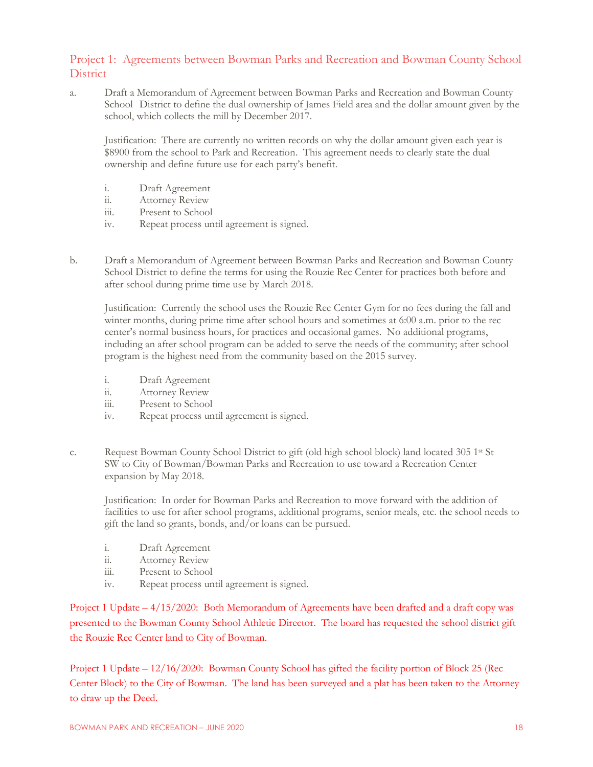## Project 1: Agreements between Bowman Parks and Recreation and Bowman County School District

a. Draft a Memorandum of Agreement between Bowman Parks and Recreation and Bowman County School District to define the dual ownership of James Field area and the dollar amount given by the school, which collects the mill by December 2017.

   Justification: There are currently no written records on why the dollar amount given each year is $8900 from the school to Park and Recreation. This agreement needs to clearly state the dual ownership and define future use for each party's benefit.

   i. Draft Agreement
   ii. Attorney Review
   iii. Present to School
   iv. Repeat process until agreement is signed.

b. Draft a Memorandum of Agreement between Bowman Parks and Recreation and Bowman County School District to define the terms for using the Rouzie Rec Center for practices both before and after school during prime time use by March 2018.

   Justification: Currently the school uses the Rouzie Rec Center Gym for no fees during the fall and winter months, during prime time after school hours and sometimes at 6:00 a.m. prior to the rec center's normal business hours, for practices and occasional games. No additional programs, including an after school program can be added to serve the needs of the community; after school program is the highest need from the community based on the 2015 survey.

   i. Draft Agreement
   ii. Attorney Review
   iii. Present to School
   iv. Repeat process until agreement is signed.

c. Request Bowman County School District to gift (old high school block) land located 305 1st St SW to City of Bowman/Bowman Parks and Recreation to use toward a Recreation Center expansion by May 2018.

   Justification: In order for Bowman Parks and Recreation to move forward with the addition of facilities to use for after school programs, additional programs, senior meals, etc. the school needs to gift the land so grants, bonds, and/or loans can be pursued.

   i. Draft Agreement
   ii. Attorney Review
   iii. Present to School
   iv. Repeat process until agreement is signed.

Project 1 Update – 4/15/2020: Both Memorandum of Agreements have been drafted and a draft copy was presented to the Bowman County School Athletic Director. The board has requested the school district gift the Rouzie Rec Center land to City of Bowman.

Project 1 Update – 12/16/2020: Bowman County School has gifted the facility portion of Block 25 (Rec Center Block) to the City of Bowman. The land has been surveyed and a plat has been taken to the Attorney to draw up the Deed.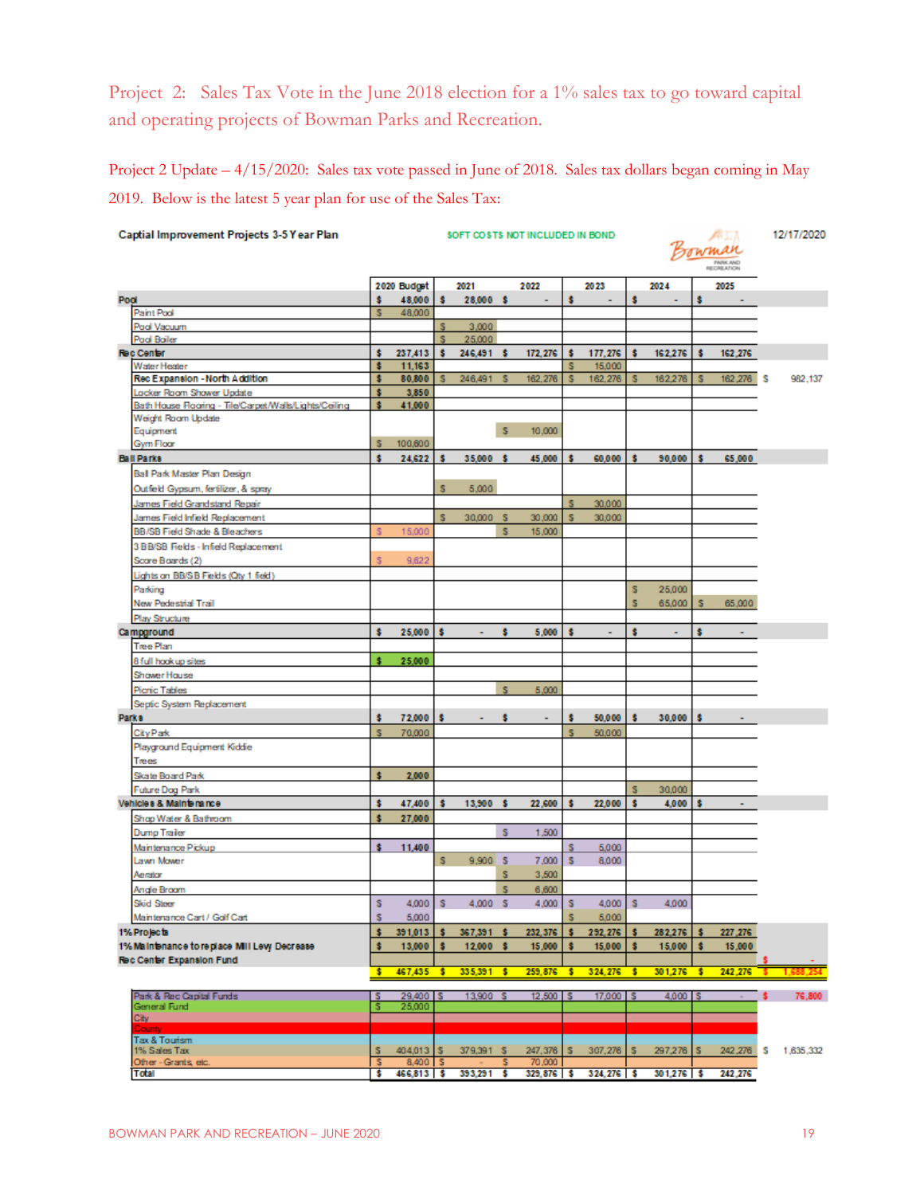Project 2: Sales Tax Vote in the June 2018 election for a 1% sales tax to go toward capital and operating projects of Bowman Parks and Recreation.

Project 2 Update – 4/15/2020: Sales tax vote passed in June of 2018. Sales tax dollars began coming in May 2019. Below is the latest 5 year plan for use of the Sales Tax:

**Captial Improvement Projects 3-5 Year Plan** — SOFT COSTS NOT INCLUDED IN BOND — 12/17/2020

| | 2020 Budget | 2021 | 2022 | 2023 | 2024 | 2025 | |
|---|---|---|---|---|---|---|---|
| **Pool** | $ 48,000 | $ 28,000 | $ - | $ - | $ - | $ - | |
| Paint Pool | $ 48,000 | | | | | | |
| Pool Vacuum | | $ 3,000 | | | | | |
| Pool Boiler | | $ 25,000 | | | | | |
| **Rec Center** | $ 237,413 | $ 246,491 | $ 172,276 | $ 177,276 | $ 162,276 | $ 162,276 | |
| Water Heater | $ 11,163 | | | $ 15,000 | | | |
| Rec Expansion - North Addition | $ 80,800 | $ 246,491 | $ 162,276 | $ 162,276 | $ 162,276 | $ 162,276 | $ 982,137 |
| Locker Room Shower Update | $ 3,850 | | | | | | |
| Bath House Flooring - Tile/Carpet/Walls/Lights/Ceiling | $ 41,000 | | | | | | |
| Weight Room Update | | | | | | | |
| Equipment | | | $ 10,000 | | | | |
| Gym Floor | $ 100,600 | | | | | | |
| **Ball Parks** | $ 24,622 | $ 35,000 | $ 45,000 | $ 60,000 | $ 90,000 | $ 65,000 | |
| Ball Park Master Plan Design | | | | | | | |
| Outfield Gypsum, fertilizer, & spray | | $ 5,000 | | | | | |
| James Field Grandstand Repair | | | | $ 30,000 | | | |
| James Field Infield Replacement | | $ 30,000 | $ 30,000 | $ 30,000 | | | |
| BB/SB Field Shade & Bleachers | $ 15,000 | | $ 15,000 | | | | |
| 3 BB/SB Fields - Infield Replacement | | | | | | | |
| Score Boards (2) | $ 9,622 | | | | | | |
| Lights on BB/SB Fields (Qty 1 field) | | | | | | | |
| Parking | | | | | $ 25,000 | | |
| New Pedestrial Trail | | | | | $ 65,000 | $ 65,000 | |
| Play Structure | | | | | | | |
| **Campground** | $ 25,000 | $ - | $ 5,000 | $ - | $ - | $ - | |
| Tree Plan | | | | | | | |
| 8 full hook up sites | $ 25,000 | | | | | | |
| Shower House | | | | | | | |
| Picnic Tables | | | $ 5,000 | | | | |
| Septic System Replacement | | | | | | | |
| **Parks** | $ 72,000 | $ - | $ - | $ 50,000 | $ 30,000 | $ - | |
| City Park | $ 70,000 | | | $ 50,000 | | | |
| Playground Equipment Kiddie | | | | | | | |
| Trees | | | | | | | |
| Skate Board Park | $ 2,000 | | | | | | |
| Future Dog Park | | | | | $ 30,000 | | |
| **Vehicles & Maintenance** | $ 47,400 | $ 13,900 | $ 22,600 | $ 22,000 | $ 4,000 | $ - | |
| Shop Water & Bathroom | $ 27,000 | | | | | | |
| Dump Trailer | | | $ 1,500 | | | | |
| Maintenance Pickup | $ 11,400 | | | $ 5,000 | | | |
| Lawn Mower | | $ 9,900 | $ 7,000 | $ 8,000 | | | |
| Aerator | | | $ 3,500 | | | | |
| Angle Broom | | | $ 6,600 | | | | |
| Skid Steer | $ 4,000 | $ 4,000 | $ 4,000 | $ 4,000 | $ 4,000 | | |
| Maintenance Cart / Golf Cart | $ 5,000 | | | $ 5,000 | | | |
| **1% Projects** | $ 391,013 | $ 367,391 | $ 232,376 | $ 292,276 | $ 282,276 | $ 227,276 | |
| **1% Maintenance to replace Mill Levy Decrease** | $ 13,000 | $ 12,000 | $ 15,000 | $ 15,000 | $ 15,000 | $ 15,000 | |
| **Rec Center Expansion Fund** | | | | | | | $ - |
| | $ 467,435 | $ 335,391 | $ 259,876 | $ 324,276 | $ 301,276 | $ 242,276 | $ 1,688,254 |
| Park & Rec Capital Funds | $ 29,400 | $ 13,900 | $ 12,500 | $ 17,000 | $ 4,000 | $ - | $ 76,800 |
| General Fund | $ 25,000 | | | | | | |
| City | | | | | | | |
| County | | | | | | | |
| Tax & Tourism | | | | | | | |
| 1% Sales Tax | $ 404,013 | $ 379,391 | $ 247,376 | $ 307,276 | $ 297,276 | $ 242,276 | $ 1,635,332 |
| Other - Grants, etc. | $ 8,400 | $ - | $ 70,000 | | | | |
| Total | $ 466,813 | $ 393,291 | $ 329,876 | $ 324,276 | $ 301,276 | $ 242,276 | |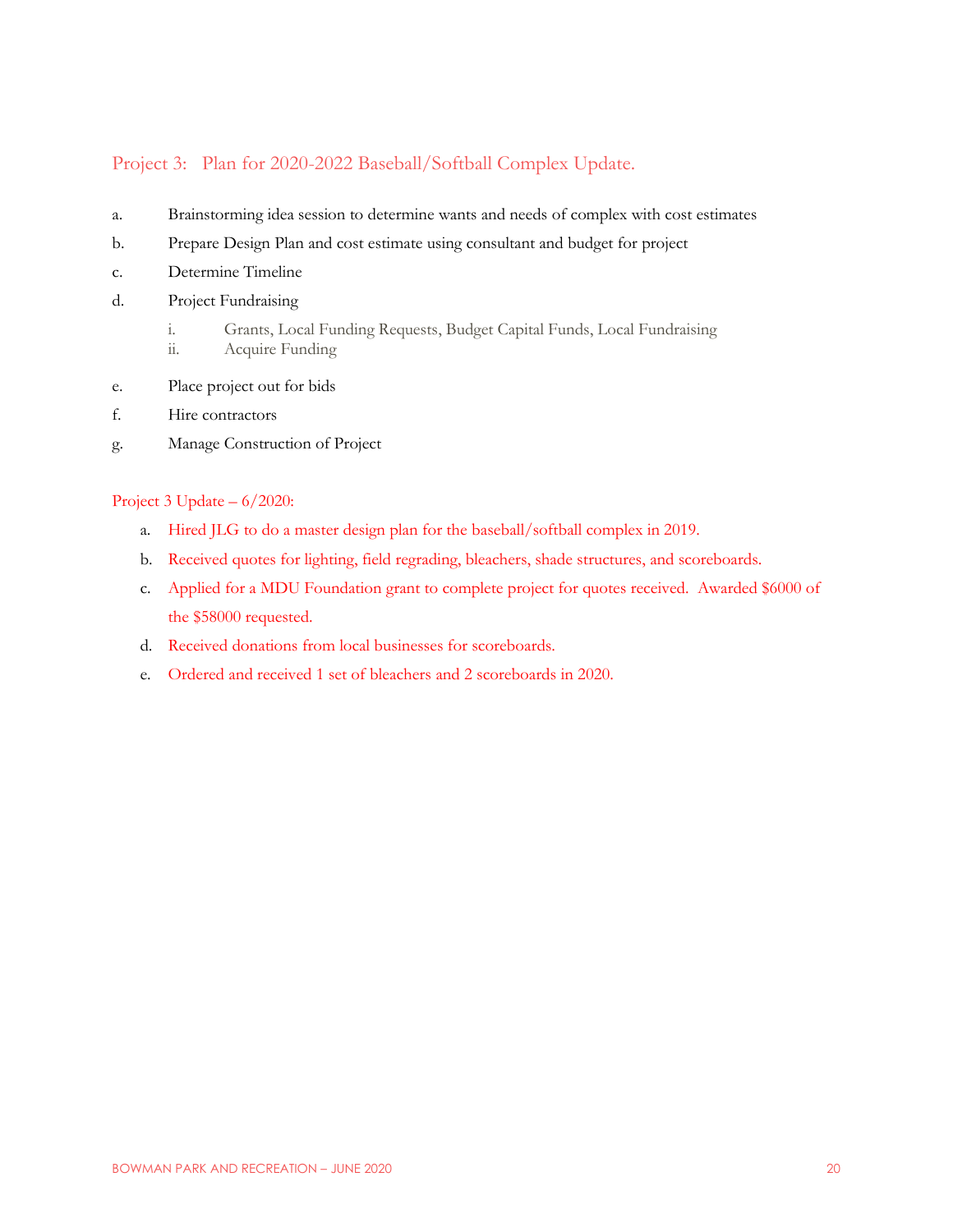## Project 3: Plan for 2020-2022 Baseball/Softball Complex Update.

a. Brainstorming idea session to determine wants and needs of complex with cost estimates

b. Prepare Design Plan and cost estimate using consultant and budget for project

c. Determine Timeline

d. Project Fundraising

    i. Grants, Local Funding Requests, Budget Capital Funds, Local Fundraising

    ii. Acquire Funding

e. Place project out for bids

f. Hire contractors

g. Manage Construction of Project

Project 3 Update – 6/2020:

a. Hired JLG to do a master design plan for the baseball/softball complex in 2019.
b. Received quotes for lighting, field regrading, bleachers, shade structures, and scoreboards.
c. Applied for a MDU Foundation grant to complete project for quotes received. Awarded $6000 of the $58000 requested.
d. Received donations from local businesses for scoreboards.
e. Ordered and received 1 set of bleachers and 2 scoreboards in 2020.